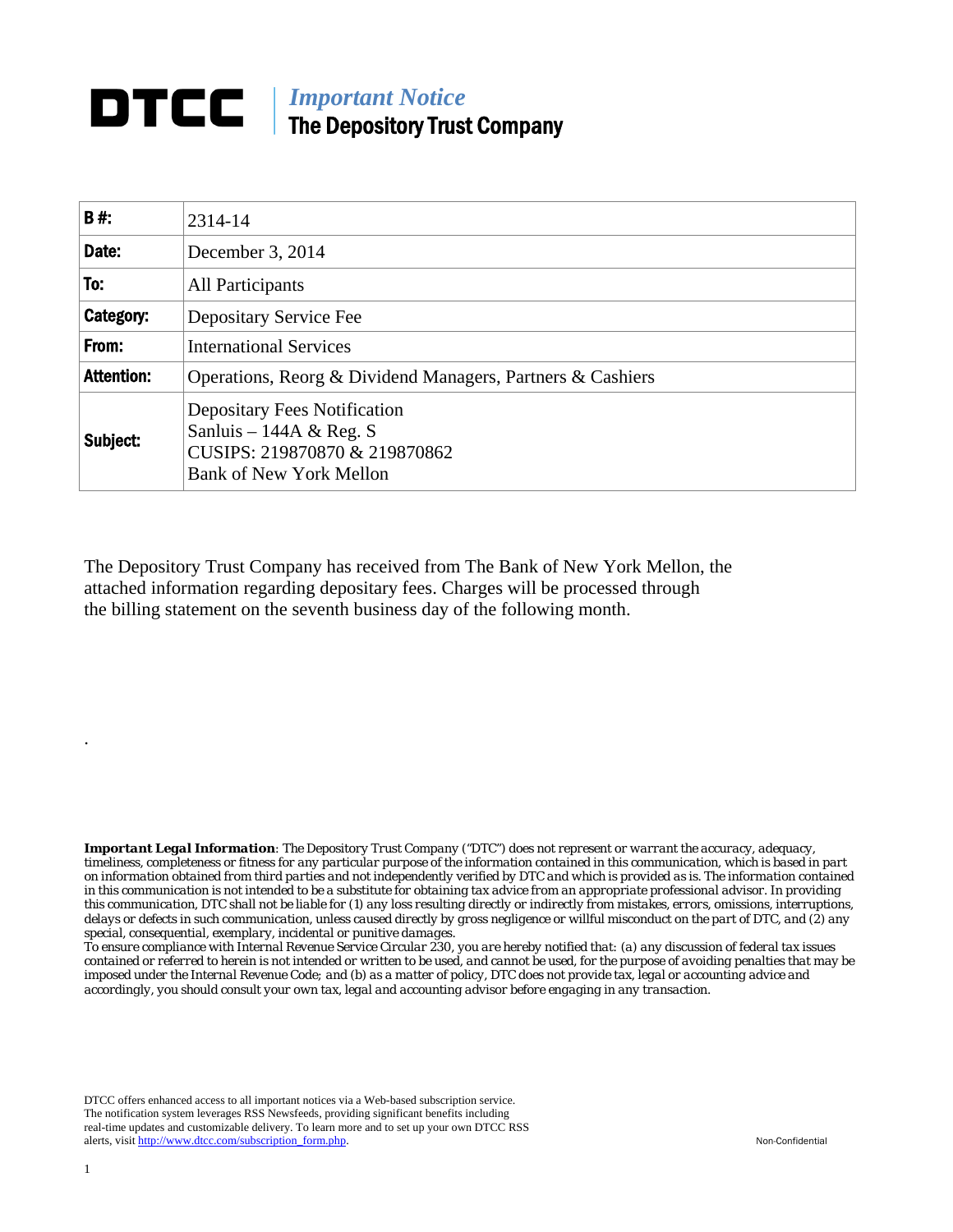# DTCC | *Important Notice*
## The Depository Trust Company

| | |
|---|---|
| **B #:** | 2314-14 |
| **Date:** | December 3, 2014 |
| **To:** | All Participants |
| **Category:** | Depositary Service Fee |
| **From:** | International Services |
| **Attention:** | Operations, Reorg & Dividend Managers, Partners & Cashiers |
| **Subject:** | Depositary Fees Notification<br>Sanluis – 144A & Reg. S<br>CUSIPS: 219870870 & 219870862<br>Bank of New York Mellon |

The Depository Trust Company has received from The Bank of New York Mellon, the attached information regarding depositary fees. Charges will be processed through the billing statement on the seventh business day of the following month.

.

***Important Legal Information**: The Depository Trust Company ("DTC") does not represent or warrant the accuracy, adequacy, timeliness, completeness or fitness for any particular purpose of the information contained in this communication, which is based in part on information obtained from third parties and not independently verified by DTC and which is provided as is. The information contained in this communication is not intended to be a substitute for obtaining tax advice from an appropriate professional advisor. In providing this communication, DTC shall not be liable for (1) any loss resulting directly or indirectly from mistakes, errors, omissions, interruptions, delays or defects in such communication, unless caused directly by gross negligence or willful misconduct on the part of DTC, and (2) any special, consequential, exemplary, incidental or punitive damages.*
*To ensure compliance with Internal Revenue Service Circular 230, you are hereby notified that: (a) any discussion of federal tax issues contained or referred to herein is not intended or written to be used, and cannot be used, for the purpose of avoiding penalties that may be imposed under the Internal Revenue Code; and (b) as a matter of policy, DTC does not provide tax, legal or accounting advice and accordingly, you should consult your own tax, legal and accounting advisor before engaging in any transaction.*

DTCC offers enhanced access to all important notices via a Web-based subscription service. The notification system leverages RSS Newsfeeds, providing significant benefits including real-time updates and customizable delivery. To learn more and to set up your own DTCC RSS alerts, visit http://www.dtcc.com/subscription_form.php.

Non-Confidential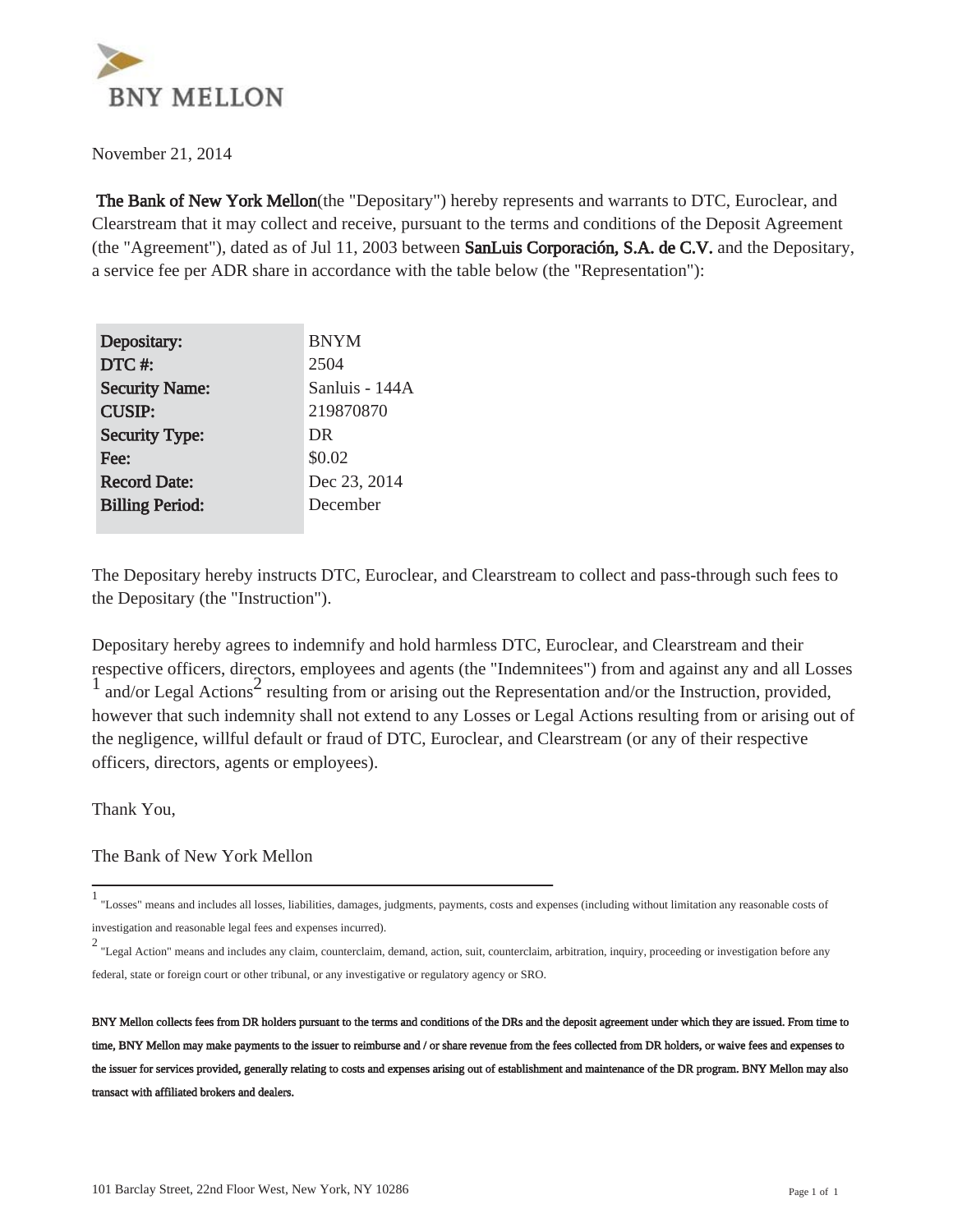BNY MELLON

November 21, 2014

**The Bank of New York Mellon**(the "Depositary") hereby represents and warrants to DTC, Euroclear, and Clearstream that it may collect and receive, pursuant to the terms and conditions of the Deposit Agreement (the "Agreement"), dated as of Jul 11, 2003 between **SanLuis Corporación, S.A. de C.V.** and the Depositary, a service fee per ADR share in accordance with the table below (the "Representation"):

| | |
|---|---|
| **Depositary:** | BNYM |
| **DTC #:** | 2504 |
| **Security Name:** | Sanluis - 144A |
| **CUSIP:** | 219870870 |
| **Security Type:** | DR |
| **Fee:** | $0.02 |
| **Record Date:** | Dec 23, 2014 |
| **Billing Period:** | December |

The Depositary hereby instructs DTC, Euroclear, and Clearstream to collect and pass-through such fees to the Depositary (the "Instruction").

Depositary hereby agrees to indemnify and hold harmless DTC, Euroclear, and Clearstream and their respective officers, directors, employees and agents (the "Indemnitees") from and against any and all Losses [1] and/or Legal Actions[2] resulting from or arising out the Representation and/or the Instruction, provided, however that such indemnity shall not extend to any Losses or Legal Actions resulting from or arising out of the negligence, willful default or fraud of DTC, Euroclear, and Clearstream (or any of their respective officers, directors, agents or employees).

Thank You,

The Bank of New York Mellon

---

[1] "Losses" means and includes all losses, liabilities, damages, judgments, payments, costs and expenses (including without limitation any reasonable costs of investigation and reasonable legal fees and expenses incurred).

[2] "Legal Action" means and includes any claim, counterclaim, demand, action, suit, counterclaim, arbitration, inquiry, proceeding or investigation before any federal, state or foreign court or other tribunal, or any investigative or regulatory agency or SRO.

**BNY Mellon collects fees from DR holders pursuant to the terms and conditions of the DRs and the deposit agreement under which they are issued. From time to time, BNY Mellon may make payments to the issuer to reimburse and / or share revenue from the fees collected from DR holders, or waive fees and expenses to the issuer for services provided, generally relating to costs and expenses arising out of establishment and maintenance of the DR program. BNY Mellon may also transact with affiliated brokers and dealers.**

101 Barclay Street, 22nd Floor West, New York, NY 10286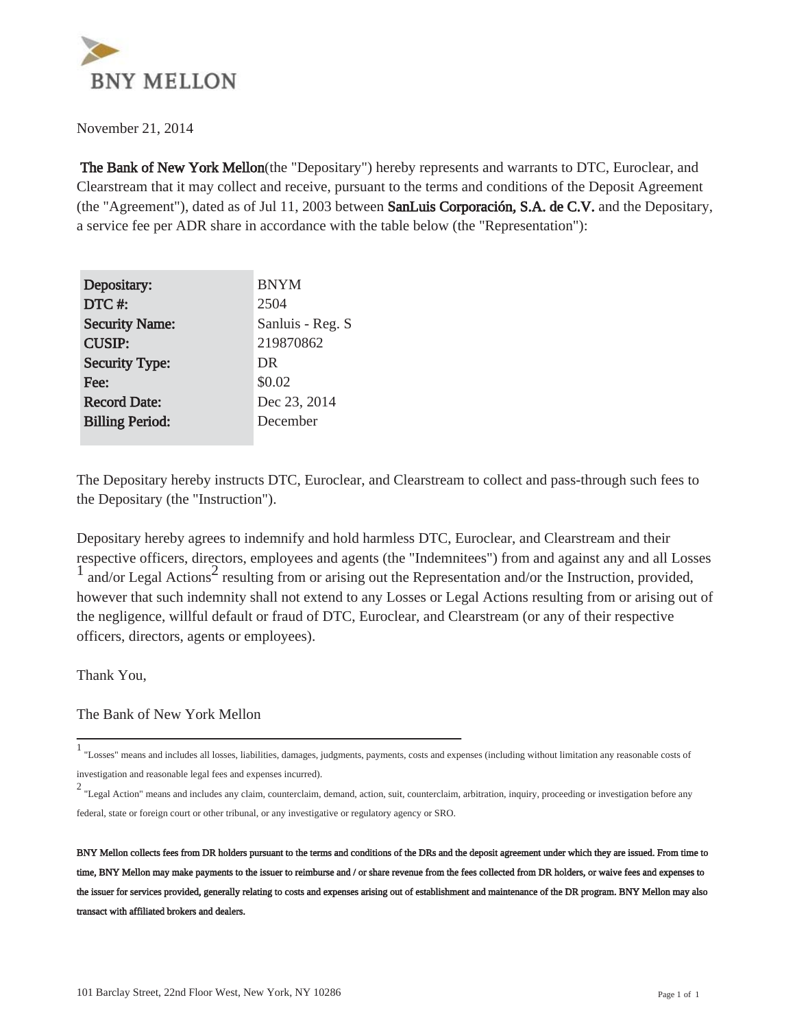BNY MELLON

November 21, 2014

**The Bank of New York Mellon**(the "Depositary") hereby represents and warrants to DTC, Euroclear, and Clearstream that it may collect and receive, pursuant to the terms and conditions of the Deposit Agreement (the "Agreement"), dated as of Jul 11, 2003 between **SanLuis Corporación, S.A. de C.V.** and the Depositary, a service fee per ADR share in accordance with the table below (the "Representation"):

| | |
|---|---|
| **Depositary:** | BNYM |
| **DTC #:** | 2504 |
| **Security Name:** | Sanluis - Reg. S |
| **CUSIP:** | 219870862 |
| **Security Type:** | DR |
| **Fee:** | $0.02 |
| **Record Date:** | Dec 23, 2014 |
| **Billing Period:** | December |

The Depositary hereby instructs DTC, Euroclear, and Clearstream to collect and pass-through such fees to the Depositary (the "Instruction").

Depositary hereby agrees to indemnify and hold harmless DTC, Euroclear, and Clearstream and their respective officers, directors, employees and agents (the "Indemnitees") from and against any and all Losses [1] and/or Legal Actions[2] resulting from or arising out the Representation and/or the Instruction, provided, however that such indemnity shall not extend to any Losses or Legal Actions resulting from or arising out of the negligence, willful default or fraud of DTC, Euroclear, and Clearstream (or any of their respective officers, directors, agents or employees).

Thank You,

The Bank of New York Mellon

---

[1] "Losses" means and includes all losses, liabilities, damages, judgments, payments, costs and expenses (including without limitation any reasonable costs of investigation and reasonable legal fees and expenses incurred).

[2] "Legal Action" means and includes any claim, counterclaim, demand, action, suit, counterclaim, arbitration, inquiry, proceeding or investigation before any federal, state or foreign court or other tribunal, or any investigative or regulatory agency or SRO.

**BNY Mellon collects fees from DR holders pursuant to the terms and conditions of the DRs and the deposit agreement under which they are issued. From time to time, BNY Mellon may make payments to the issuer to reimburse and / or share revenue from the fees collected from DR holders, or waive fees and expenses to the issuer for services provided, generally relating to costs and expenses arising out of establishment and maintenance of the DR program. BNY Mellon may also transact with affiliated brokers and dealers.**

101 Barclay Street, 22nd Floor West, New York, NY 10286